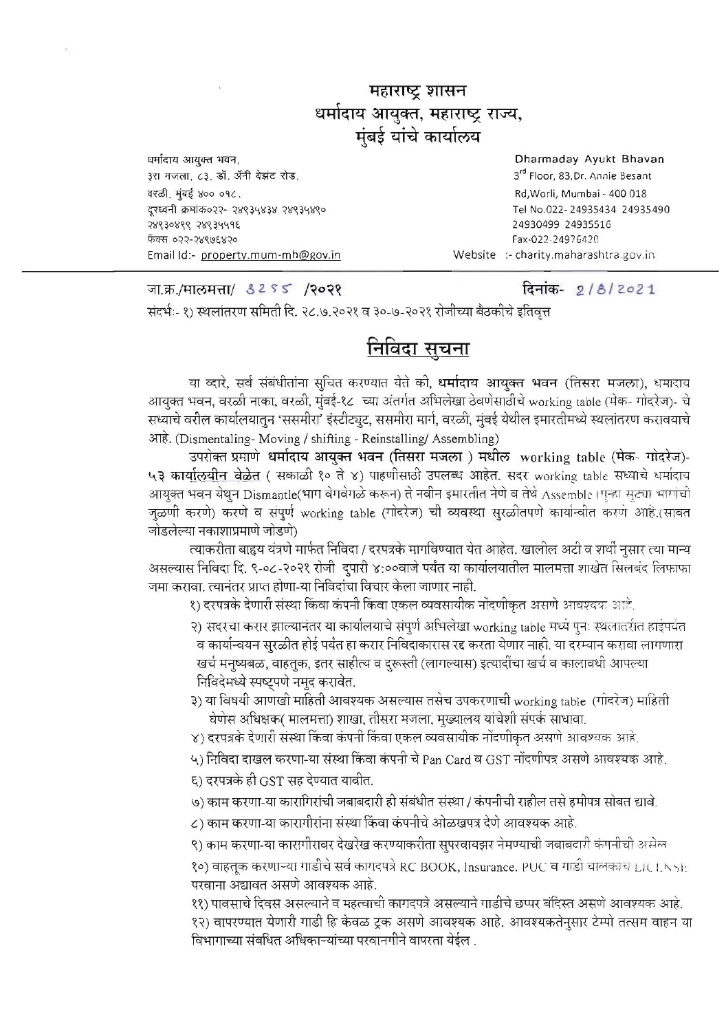# महाराष्ट्र शासन
# धर्मादाय आयुक्त, महाराष्ट्र राज्य, मुंबई यांचे कार्यालय

धर्मादाय आयुक्त भवन,
३रा मजला, ८३, डॉ. ॲनी बेझंट रोड,
वरळी, मुंबई ४०० ०१८.
दूरध्वनी क्रमांक०२२- २४९३५४३४ २४९३५४९०
२४९३०४९९ २४९३५५१६
फॅक्स ०२२-२४९७६४२०
Email Id:- property.mum-mh@gov.in

Dharmaday Ayukt Bhavan
3rd Floor, 83, Dr. Annie Besant Rd, Worli, Mumbai - 400 018
Tel No.022- 24935434 24935490
24930499 24935516
Fax-022-24976420
Website :- charity.maharashtra.gov.in

---

जा.क्र./मालमत्ता/ 3255 /२०२१ दिनांक- 2/8/2021

संदर्भः- १) स्थलांतरण समिती दि. २८.७.२०२१ व ३०-७-२०२१ रोजीच्या बैठकीचे इतिवृत्त

## निविदा सुचना

या व्दारे, सर्व संबंधीतांना सुचित करण्यात येते की, **धर्मादाय आयुक्त भवन** (तिसरा मजला), धर्मादाय आयुक्त भवन, वरळी नाका, वरळी, मुंबई-१८ च्या अंतर्गत अभिलेखा ठेवणेसाठीचे working table (मेक- गोदरेज)- चे सध्याचे वरील कार्यालयातुन 'ससमीरा' इंस्टीट्युट, ससमीरा मार्ग, वरळी, मुंबई येथील इमारतीमध्ये स्थलांतरण करावयाचे आहे. (Dismentaling- Moving / shifting - Reinstalling/ Assembling)

उपरोक्त प्रमाणे **धर्मादाय आयुक्त भवन (तिसरा मजला ) मधील** working table (मेक- गोदरेज)- **५३ कार्यालयीन वेळेत** ( सकाळी १० ते ४) पाहणीसाठी उपलब्ध आहेत. सदर working table सध्याचे धर्मादाय आयुक्त भवन येथुन Dismantle(भाग वेगवेगळे करून) ते नवीन इमारतीत नेणे व तेथे Assemble (पुन्हा सुट्या भागांची जुळणी करणे) करणे व संपुर्ण working table (गोदरेज) ची व्यवस्था सुरळीतपणे कार्यान्वीत करणे आहे.(सोबत जोडलेल्या नकाशाप्रमाणे जोडणे)

त्याकरीता बाह्य यंत्रणे मार्फत निविदा / दरपत्रके मागविण्यात येत आहेत. खालील अटी व शर्ती नुसार त्या मान्य असल्यास निविदा दि. ९-०८-२०२१ रोजी दुपारी ४:००वाजे पर्यंत या कार्यालयातील मालमत्ता शाखेत सिलबंद लिफाफा जमा करावा. त्यानंतर प्राप्त होणा-या निविदांचा विचार केला जाणार नाही.

१) दरपत्रके देणारी संस्था किंवा कंपनी किंवा एकल व्यवसायीक नोंदणीकृत असणे आवश्यक आहे.

२) सदरचा करार झाल्यानंतर या कार्यालयाचे संपुर्ण अभिलेखा working table मध्ये पुनः स्थलांतरीत होईपर्यंत व कार्यान्वयन सुरळीत होई पर्यंत हा करार निविदाकारास रद्द करता येणार नाही. या दरम्यान करावा लागणारा खर्च मनुष्यबळ, वाहतुक, इतर साहीत्य व दुरूस्ती (लागल्यास) इत्यादींचा खर्च व कालावधी आपल्या निविदेमध्ये स्पष्टपणे नमुद करावेत.

३) या विषयी आणखी माहिती आवश्यक असल्यास तसेच उपकरणाची working table (गोदरेज) माहिती घेणेस अधिक्षक( मालमत्ता) शाखा, तीसरा मजला, मुख्यालय यांचेशी संपर्क साधावा.

४) दरपत्रके देणारी संस्था किंवा कंपनी किंवा एकल व्यवसायीक नोंदणीकृत असणे आवश्यक आहे.

५) निविदा दाखल करणा-या संस्था किंवा कंपनी चे Pan Card व GST नोंदणीपत्र असणे आवश्यक आहे.

६) दरपत्रके ही GST सह देण्यात यावीत.

७) काम करणा-या कारागिरांची जबाबदारी ही संबंधीत संस्था / कंपनीची राहील तसे हमीपत्र सोबत द्यावे.

८) काम करणा-या कारागीरांना संस्था किंवा कंपनीचे ओळखपत्र देणे आवश्यक आहे.

९) काम करणा-या कारागीरावर देखरेख करण्याकरीता सुपरवायझर नेमण्याची जबाबदारी कंपनीची असेल

१०) वाहतूक करणाऱ्या गाडीचे सर्व कागदपत्रे RC BOOK, Insurance, PUC व गाडी चालकाचे LICENSE परवाना अद्यावत असणे आवश्यक आहे.

११) पावसाचे दिवस असल्याने व महत्वाची कागदपत्रे असल्याने गाडीचे छप्पर बंदिस्त असणे आवश्यक आहे.

१२) वापरण्यात येणारी गाडी हि केवळ ट्रक असणे आवश्यक आहे. आवश्यकतेनुसार टेम्पो तत्सम वाहन या विभागाच्या संबधित अधिकाऱ्यांच्या परवानगीने वापरता येईल .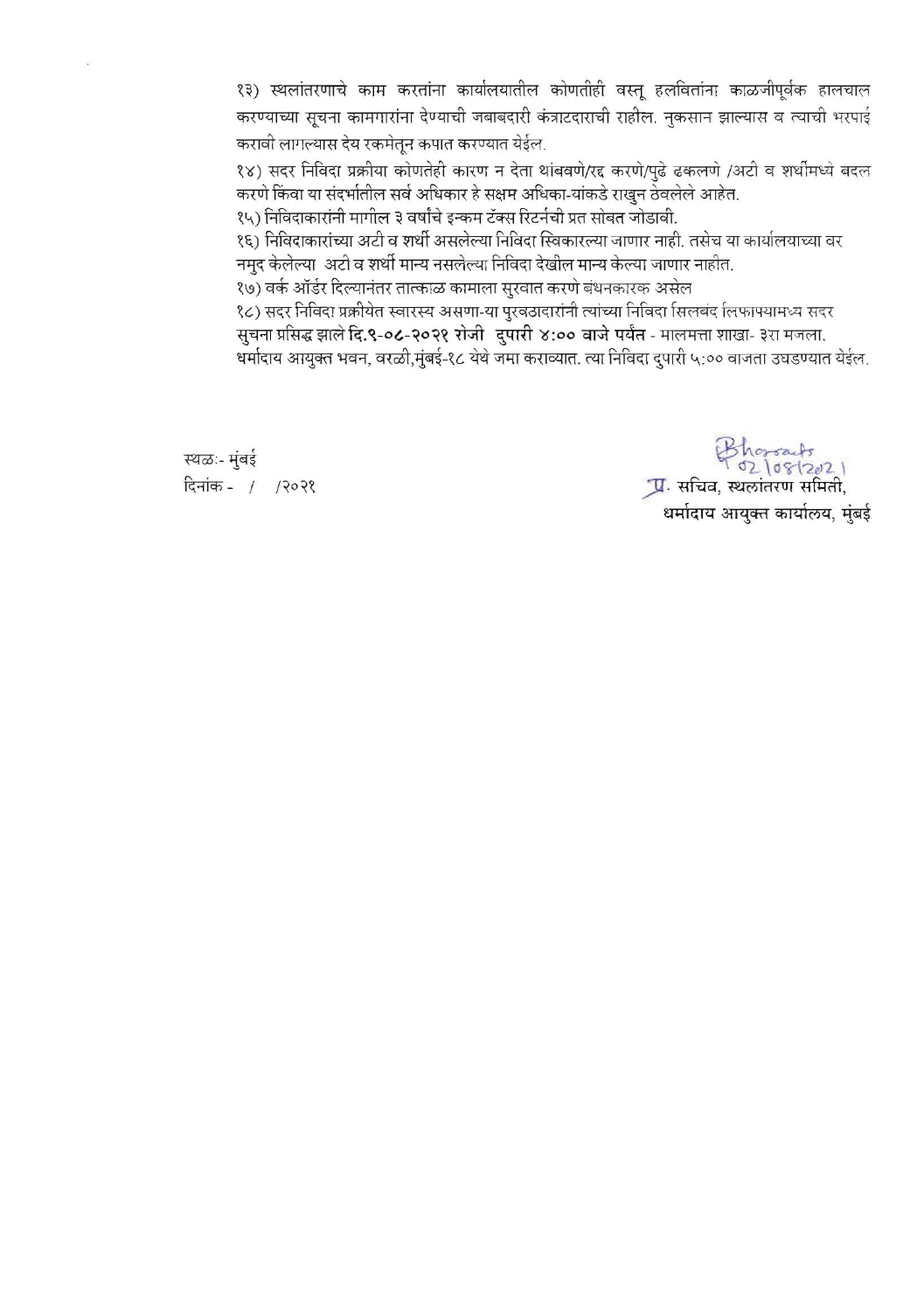१३) स्थलांतरणाचे काम करतांना कार्यालयातील कोणतीही वस्तू हलवितांना काळजीपूर्वक हालचाल करण्याच्या सूचना कामगारांना देण्याची जबाबदारी कंत्राटदाराची राहील. नुकसान झाल्यास व त्याची भरपाई करावी लागल्यास देय रकमेतून कपात करण्यात येईल.

१४) सदर निविदा प्रक्रीया कोणतेही कारण न देता थांबवणे/रद्द करणे/पुढे ढकलणे /अटी व शर्तीमध्ये बदल करणे किंवा या संदर्भातील सर्व अधिकार हे सक्षम अधिका-यांकडे राखुन ठेवलेले आहेत.

१५) निविदाकारांनी मागील ३ वर्षाचे इन्कम टॅक्स रिटर्नची प्रत सोबत जोडावी.

१६) निविदाकारांच्या अटी व शर्थी असलेल्या निविदा स्विकारल्या जाणार नाही. तसेच या कार्यालयाच्या वर नमुद केलेल्या अटी व शर्थी मान्य नसलेल्या निविदा देखील मान्य केल्या जाणार नाहीत.

१७) वर्क ऑर्डर दिल्यानंतर तात्काळ कामाला सुरवात करणे बंधनकारक असेल

१८) सदर निविदा प्रक्रीयेत स्वारस्य असणा-या पुरवठादारांनी त्यांच्या निविदा सिलबंद लिफाफ्यामध्ये सदर सुचना प्रसिद्ध झाले **दि.९-०८-२०२१ रोजी दुपारी ४:०० वाजे पर्यंत** - मालमत्ता शाखा- ३रा मजला, धर्मादाय आयुक्त भवन, वरळी,मुंबई-१८ येथे जमा कराव्यात. त्या निविदा दुपारी ५:०० वाजता उघडण्यात येईल.

स्थळ:- मुंबई

दिनांक - / /२०२१

Bhorsale
02/08/2021

प्र. सचिव, स्थलांतरण समिती,
धर्मादाय आयुक्त कार्यालय, मुंबई